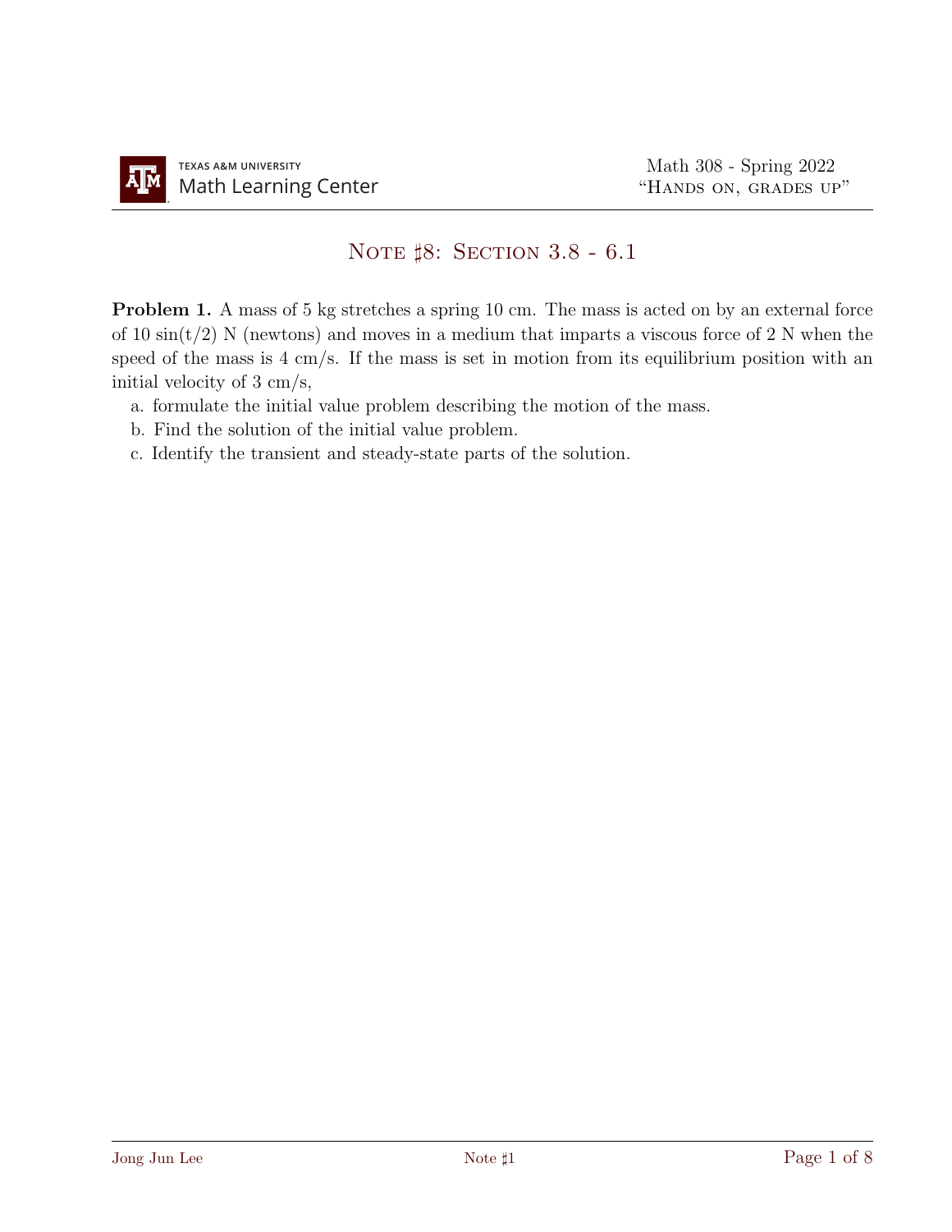# Note ♯8: Section 3.8 - 6.1

**Problem 1.** A mass of 5 kg stretches a spring 10 cm. The mass is acted on by an external force of 10 sin(t/2) N (newtons) and moves in a medium that imparts a viscous force of 2 N when the speed of the mass is 4 cm/s. If the mass is set in motion from its equilibrium position with an initial velocity of 3 cm/s,

a. formulate the initial value problem describing the motion of the mass.

b. Find the solution of the initial value problem.

c. Identify the transient and steady-state parts of the solution.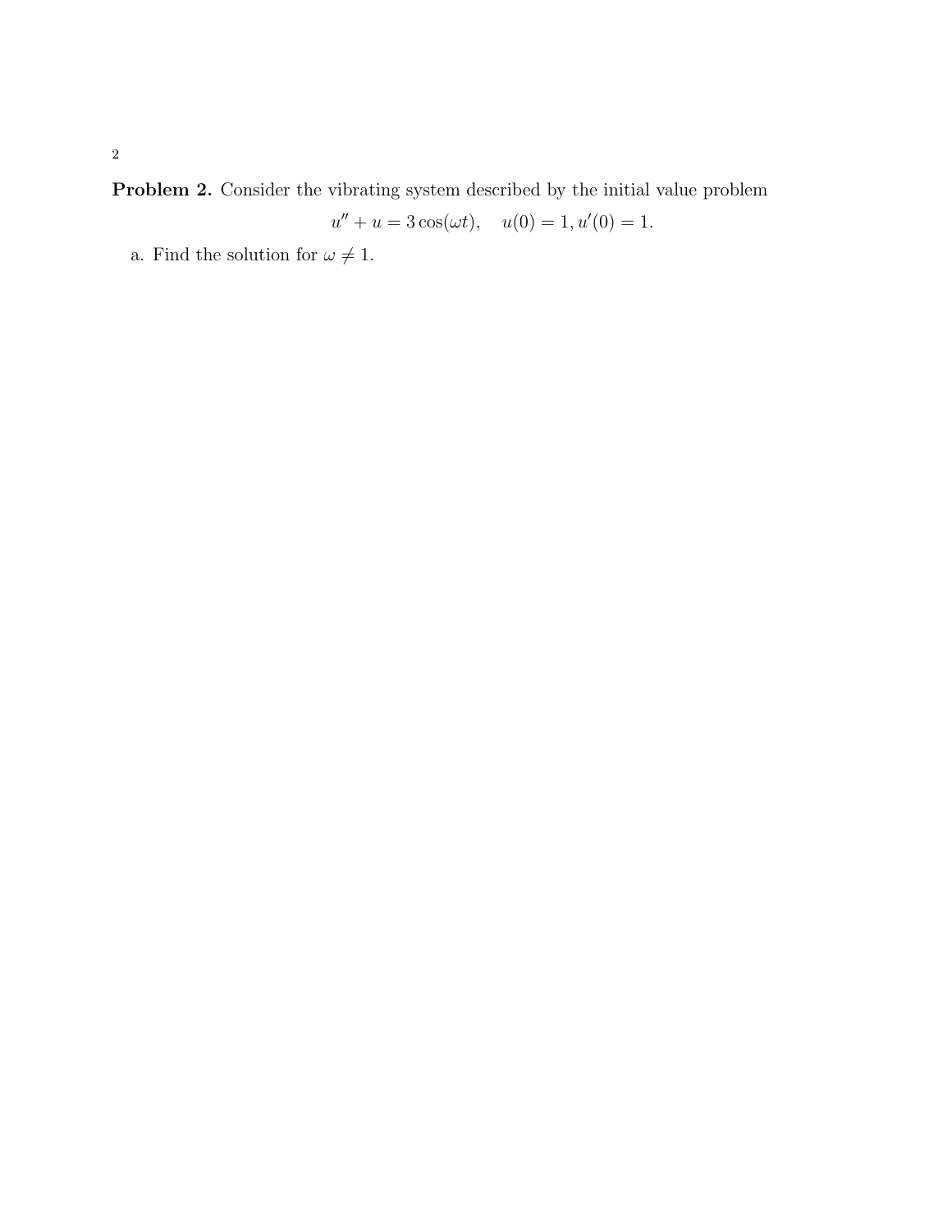**Problem 2.** Consider the vibrating system described by the initial value problem

$$u'' + u = 3\cos(\omega t), \quad u(0) = 1, u'(0) = 1.$$

a. Find the solution for $\omega \neq 1$.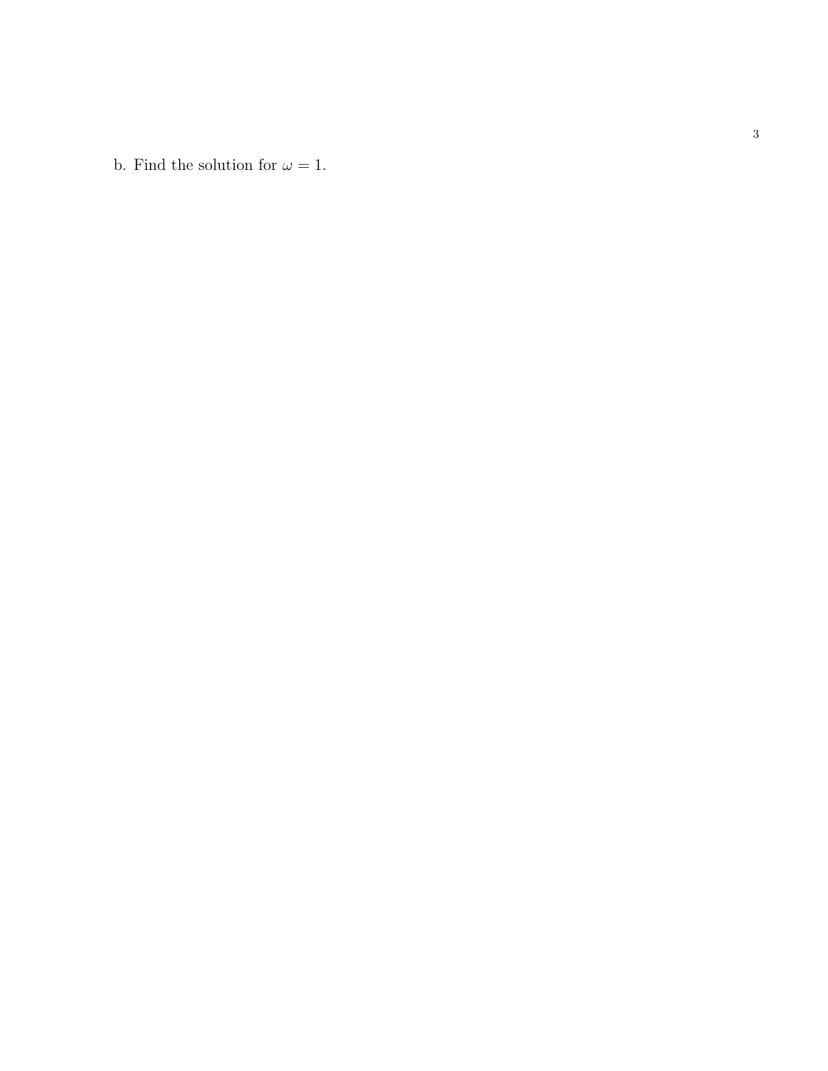b. Find the solution for $\omega = 1$.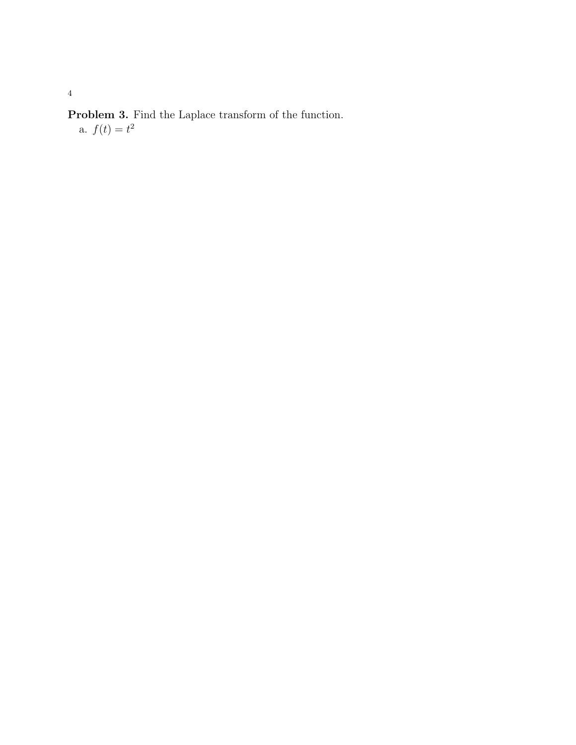**Problem 3.** Find the Laplace transform of the function.

a. $f(t) = t^2$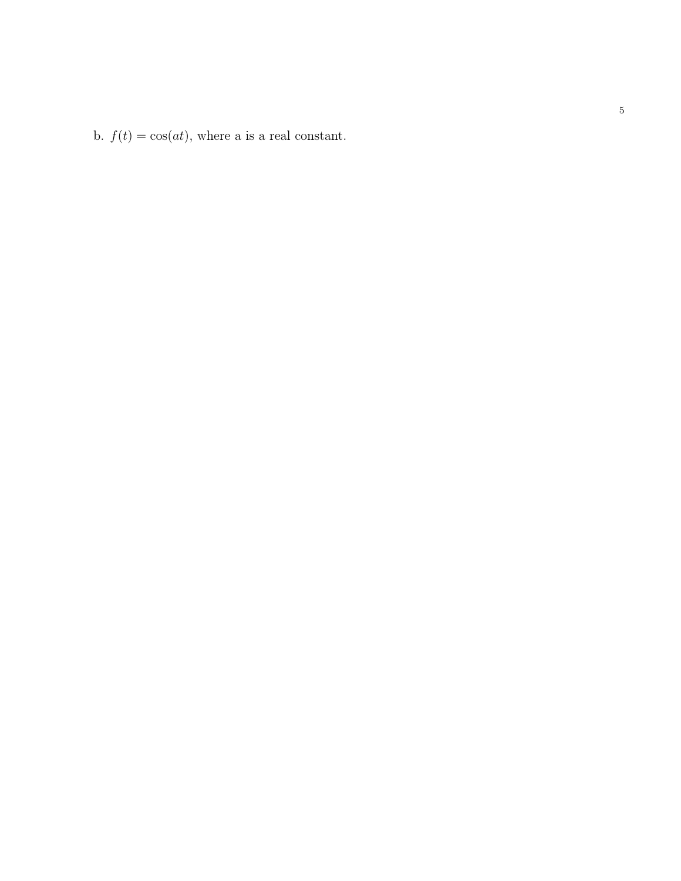b. $f(t) = \cos(at)$, where a is a real constant.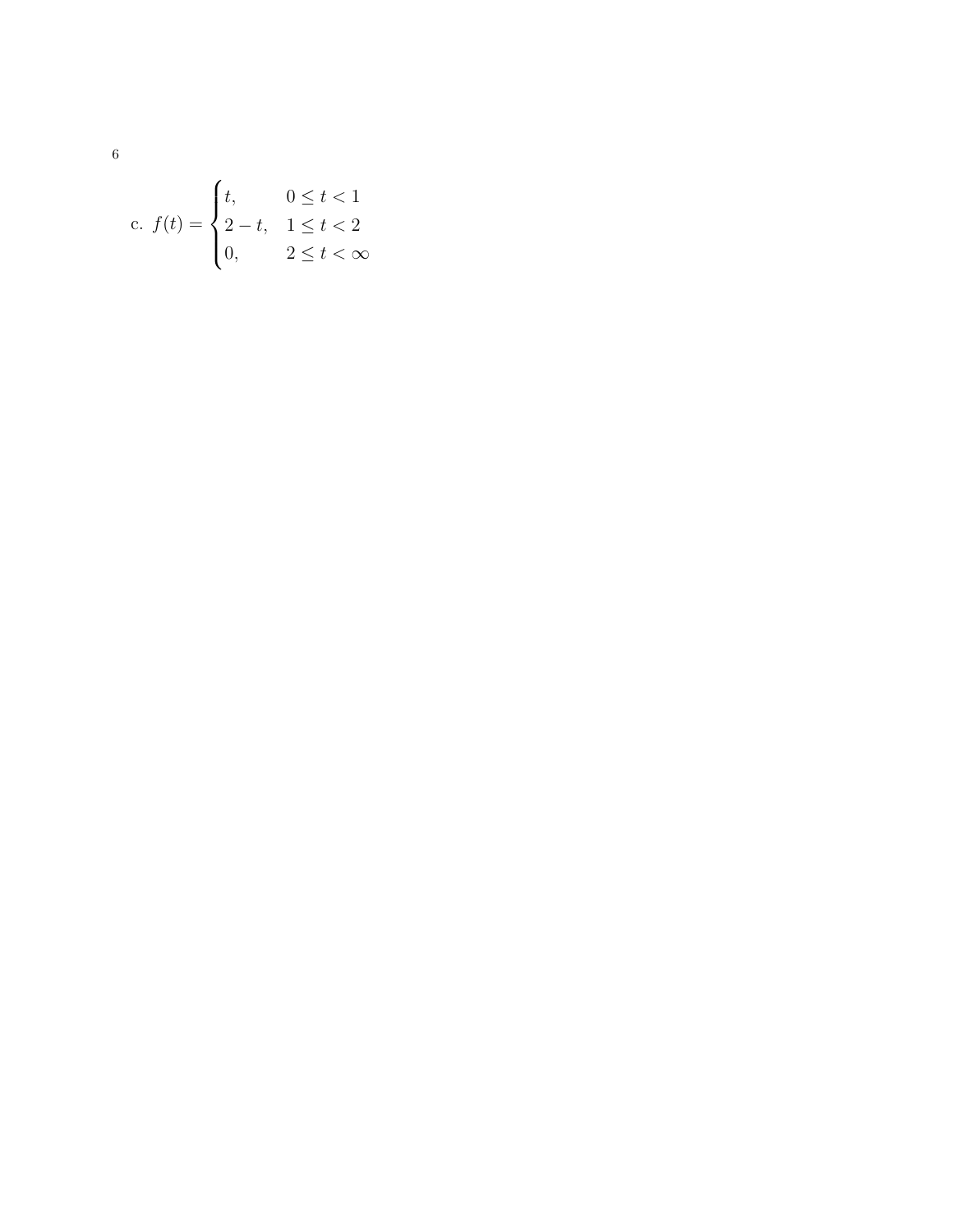c. $f(t) = \begin{cases} t, & 0 \leq t < 1 \\ 2 - t, & 1 \leq t < 2 \\ 0, & 2 \leq t < \infty \end{cases}$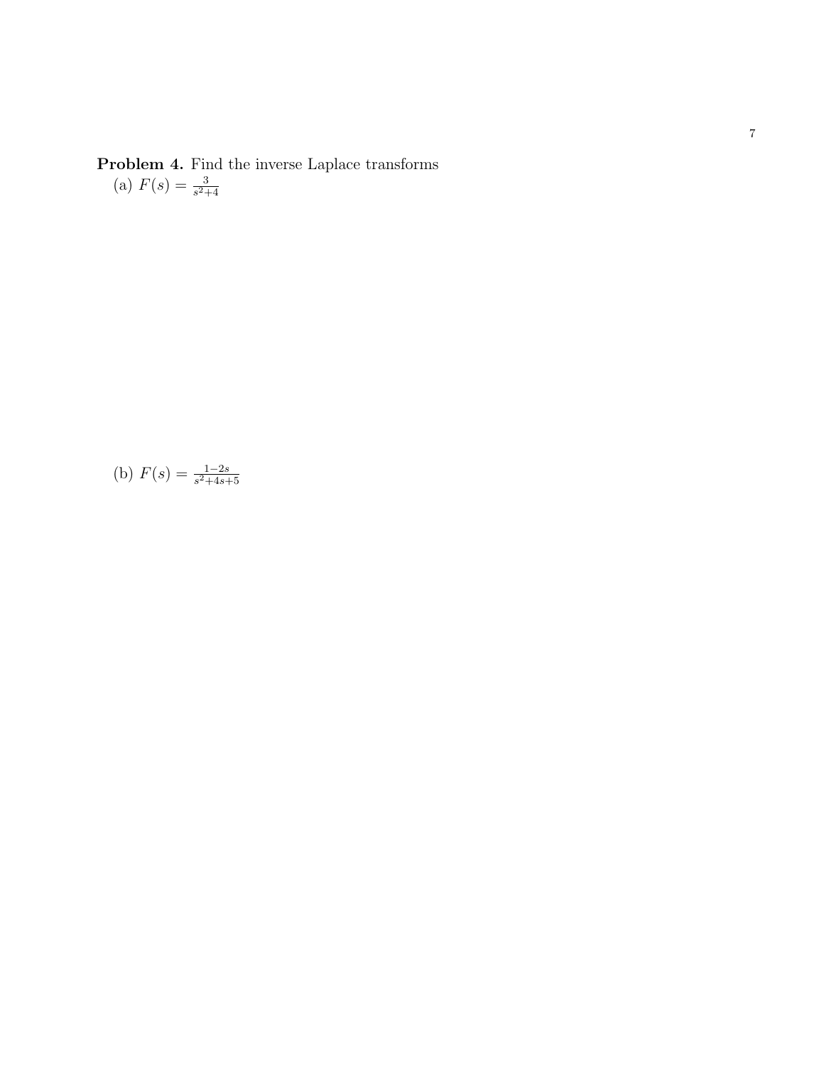**Problem 4.** Find the inverse Laplace transforms

(a) $F(s) = \frac{3}{s^2+4}$

(b) $F(s) = \frac{1-2s}{s^2+4s+5}$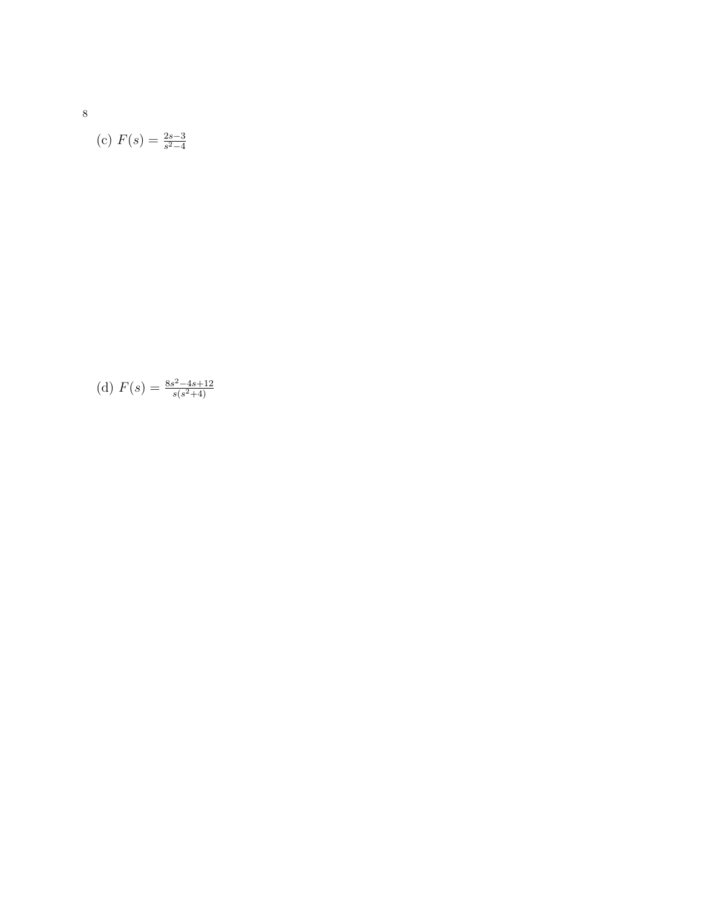(c) $F(s) = \frac{2s-3}{s^2-4}$

(d) $F(s) = \frac{8s^2-4s+12}{s(s^2+4)}$